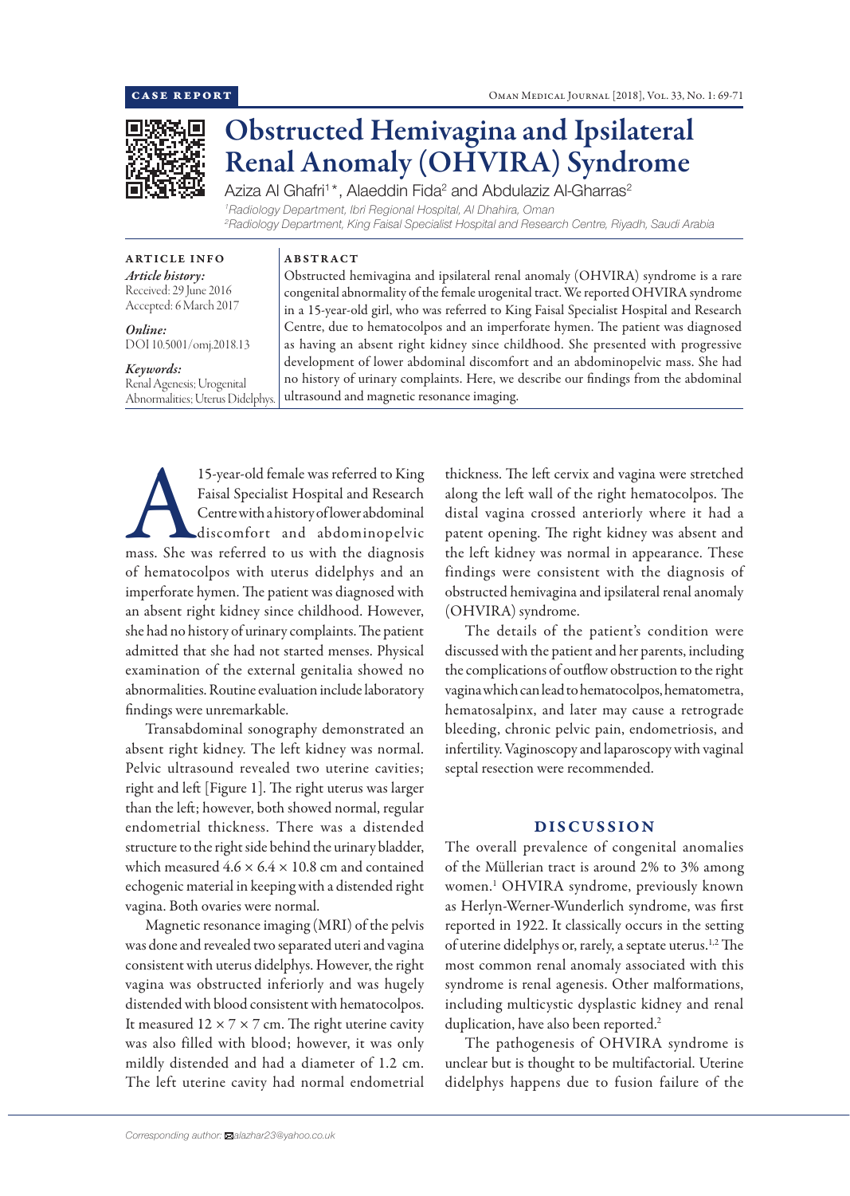CASE REPORT

# Obstructed Hemivagina and Ipsilateral Renal Anomaly (OHVIRA) Syndrome

Aziza Al Ghafri[1]*, Alaeddin Fida[2] and Abdulaziz Al-Gharras[2]

[1]Radiology Department, Ibri Regional Hospital, Al Dhahira, Oman
[2]Radiology Department, King Faisal Specialist Hospital and Research Centre, Riyadh, Saudi Arabia

**ARTICLE INFO**

*Article history:*
Received: 29 June 2016
Accepted: 6 March 2017

*Online:*
DOI 10.5001/omj.2018.13

*Keywords:*
Renal Agenesis; Urogenital Abnormalities; Uterus Didelphys.

**ABSTRACT**

Obstructed hemivagina and ipsilateral renal anomaly (OHVIRA) syndrome is a rare congenital abnormality of the female urogenital tract. We reported OHVIRA syndrome in a 15-year-old girl, who was referred to King Faisal Specialist Hospital and Research Centre, due to hematocolpos and an imperforate hymen. The patient was diagnosed as having an absent right kidney since childhood. She presented with progressive development of lower abdominal discomfort and an abdominopelvic mass. She had no history of urinary complaints. Here, we describe our findings from the abdominal ultrasound and magnetic resonance imaging.

A 15-year-old female was referred to King Faisal Specialist Hospital and Research Centre with a history of lower abdominal discomfort and abdominopelvic mass. She was referred to us with the diagnosis of hematocolpos with uterus didelphys and an imperforate hymen. The patient was diagnosed with an absent right kidney since childhood. However, she had no history of urinary complaints. The patient admitted that she had not started menses. Physical examination of the external genitalia showed no abnormalities. Routine evaluation include laboratory findings were unremarkable.

Transabdominal sonography demonstrated an absent right kidney. The left kidney was normal. Pelvic ultrasound revealed two uterine cavities; right and left [Figure 1]. The right uterus was larger than the left; however, both showed normal, regular endometrial thickness. There was a distended structure to the right side behind the urinary bladder, which measured 4.6 × 6.4 × 10.8 cm and contained echogenic material in keeping with a distended right vagina. Both ovaries were normal.

Magnetic resonance imaging (MRI) of the pelvis was done and revealed two separated uteri and vagina consistent with uterus didelphys. However, the right vagina was obstructed inferiorly and was hugely distended with blood consistent with hematocolpos. It measured 12 × 7 × 7 cm. The right uterine cavity was also filled with blood; however, it was only mildly distended and had a diameter of 1.2 cm. The left uterine cavity had normal endometrial thickness. The left cervix and vagina were stretched along the left wall of the right hematocolpos. The distal vagina crossed anteriorly where it had a patent opening. The right kidney was absent and the left kidney was normal in appearance. These findings were consistent with the diagnosis of obstructed hemivagina and ipsilateral renal anomaly (OHVIRA) syndrome.

The details of the patient's condition were discussed with the patient and her parents, including the complications of outflow obstruction to the right vagina which can lead to hematocolpos, hematometra, hematosalpinx, and later may cause a retrograde bleeding, chronic pelvic pain, endometriosis, and infertility. Vaginoscopy and laparoscopy with vaginal septal resection were recommended.

## DISCUSSION

The overall prevalence of congenital anomalies of the Müllerian tract is around 2% to 3% among women.[1] OHVIRA syndrome, previously known as Herlyn-Werner-Wunderlich syndrome, was first reported in 1922. It classically occurs in the setting of uterine didelphys or, rarely, a septate uterus.[1,2] The most common renal anomaly associated with this syndrome is renal agenesis. Other malformations, including multicystic dysplastic kidney and renal duplication, have also been reported.[2]

The pathogenesis of OHVIRA syndrome is unclear but is thought to be multifactorial. Uterine didelphys happens due to fusion failure of the

*Corresponding author:* alazhar23@yahoo.co.uk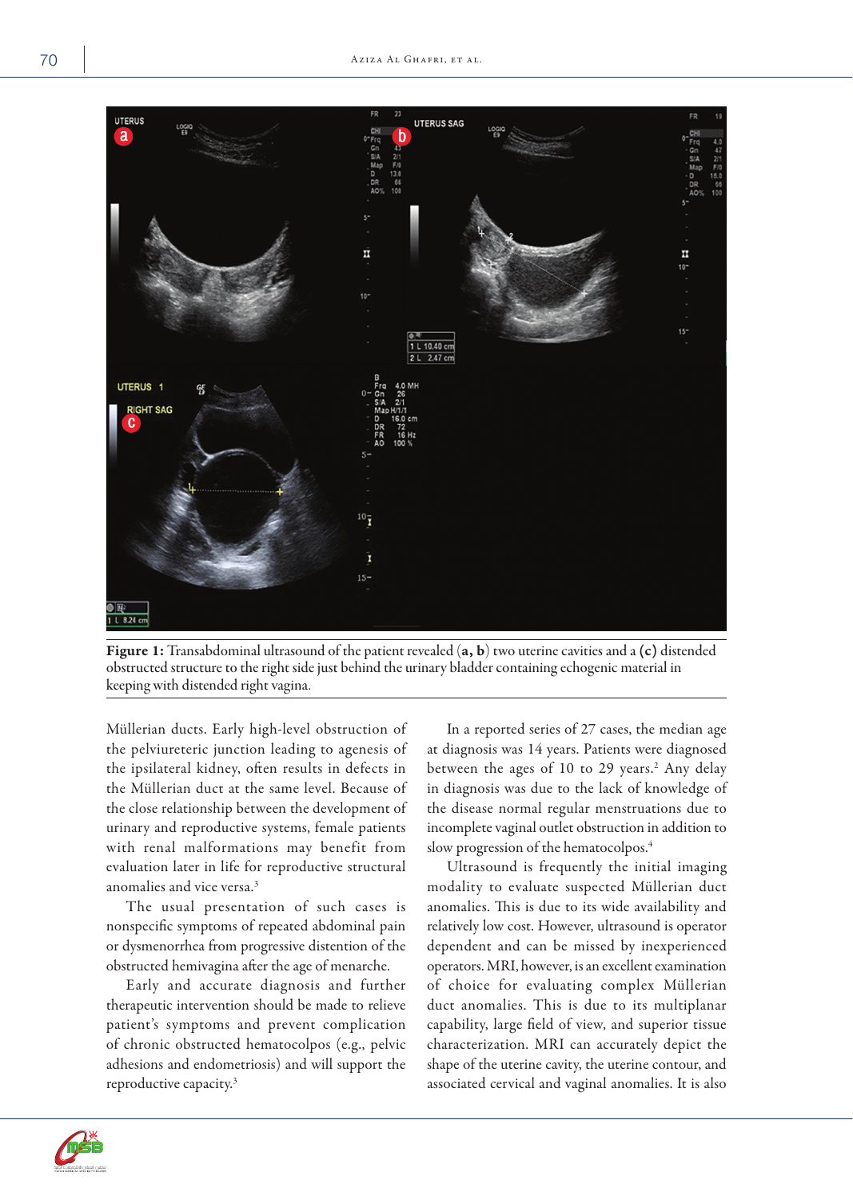**Figure 1:** Transabdominal ultrasound of the patient revealed (**a, b**) two uterine cavities and a (**c**) distended obstructed structure to the right side just behind the urinary bladder containing echogenic material in keeping with distended right vagina.

Müllerian ducts. Early high-level obstruction of the pelviureteric junction leading to agenesis of the ipsilateral kidney, often results in defects in the Müllerian duct at the same level. Because of the close relationship between the development of urinary and reproductive systems, female patients with renal malformations may benefit from evaluation later in life for reproductive structural anomalies and vice versa.[3]

The usual presentation of such cases is nonspecific symptoms of repeated abdominal pain or dysmenorrhea from progressive distention of the obstructed hemivagina after the age of menarche.

Early and accurate diagnosis and further therapeutic intervention should be made to relieve patient's symptoms and prevent complication of chronic obstructed hematocolpos (e.g., pelvic adhesions and endometriosis) and will support the reproductive capacity.[3]

In a reported series of 27 cases, the median age at diagnosis was 14 years. Patients were diagnosed between the ages of 10 to 29 years.[2] Any delay in diagnosis was due to the lack of knowledge of the disease normal regular menstruations due to incomplete vaginal outlet obstruction in addition to slow progression of the hematocolpos.[4]

Ultrasound is frequently the initial imaging modality to evaluate suspected Müllerian duct anomalies. This is due to its wide availability and relatively low cost. However, ultrasound is operator dependent and can be missed by inexperienced operators. MRI, however, is an excellent examination of choice for evaluating complex Müllerian duct anomalies. This is due to its multiplanar capability, large field of view, and superior tissue characterization. MRI can accurately depict the shape of the uterine cavity, the uterine contour, and associated cervical and vaginal anomalies. It is also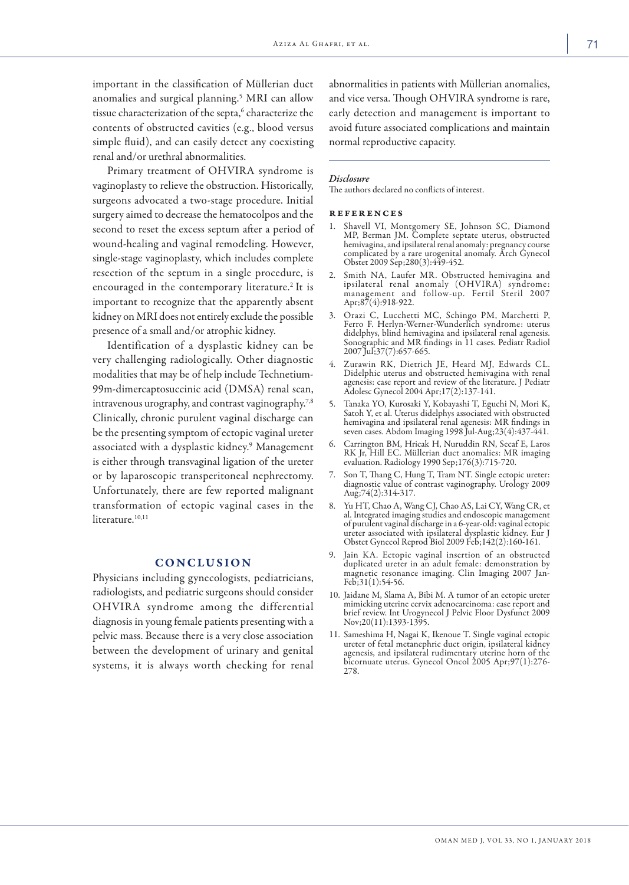important in the classification of Müllerian duct anomalies and surgical planning.[5] MRI can allow tissue characterization of the septa,[6] characterize the contents of obstructed cavities (e.g., blood versus simple fluid), and can easily detect any coexisting renal and/or urethral abnormalities.

Primary treatment of OHVIRA syndrome is vaginoplasty to relieve the obstruction. Historically, surgeons advocated a two-stage procedure. Initial surgery aimed to decrease the hematocolpos and the second to reset the excess septum after a period of wound-healing and vaginal remodeling. However, single-stage vaginoplasty, which includes complete resection of the septum in a single procedure, is encouraged in the contemporary literature.[2] It is important to recognize that the apparently absent kidney on MRI does not entirely exclude the possible presence of a small and/or atrophic kidney.

Identification of a dysplastic kidney can be very challenging radiologically. Other diagnostic modalities that may be of help include Technetium-99m-dimercaptosuccinic acid (DMSA) renal scan, intravenous urography, and contrast vaginography.[7,8] Clinically, chronic purulent vaginal discharge can be the presenting symptom of ectopic vaginal ureter associated with a dysplastic kidney.[9] Management is either through transvaginal ligation of the ureter or by laparoscopic transperitoneal nephrectomy. Unfortunately, there are few reported malignant transformation of ectopic vaginal cases in the literature.[10,11]

## CONCLUSION

Physicians including gynecologists, pediatricians, radiologists, and pediatric surgeons should consider OHVIRA syndrome among the differential diagnosis in young female patients presenting with a pelvic mass. Because there is a very close association between the development of urinary and genital systems, it is always worth checking for renal abnormalities in patients with Müllerian anomalies, and vice versa. Though OHVIRA syndrome is rare, early detection and management is important to avoid future associated complications and maintain normal reproductive capacity.

### *Disclosure*

The authors declared no conflicts of interest.

## REFERENCES

1. Shavell VI, Montgomery SE, Johnson SC, Diamond MP, Berman JM. Complete septate uterus, obstructed hemivagina, and ipsilateral renal anomaly: pregnancy course complicated by a rare urogenital anomaly. Arch Gynecol Obstet 2009 Sep;280(3):449-452.
2. Smith NA, Laufer MR. Obstructed hemivagina and ipsilateral renal anomaly (OHVIRA) syndrome: management and follow-up. Fertil Steril 2007 Apr;87(4):918-922.
3. Orazi C, Lucchetti MC, Schingo PM, Marchetti P, Ferro F. Herlyn-Werner-Wunderlich syndrome: uterus didelphys, blind hemivagina and ipsilateral renal agenesis. Sonographic and MR findings in 11 cases. Pediatr Radiol 2007 Jul;37(7):657-665.
4. Zurawin RK, Dietrich JE, Heard MJ, Edwards CL. Didelphic uterus and obstructed hemivagina with renal agenesis: case report and review of the literature. J Pediatr Adolesc Gynecol 2004 Apr;17(2):137-141.
5. Tanaka YO, Kurosaki Y, Kobayashi T, Eguchi N, Mori K, Satoh Y, et al. Uterus didelphys associated with obstructed hemivagina and ipsilateral renal agenesis: MR findings in seven cases. Abdom Imaging 1998 Jul-Aug;23(4):437-441.
6. Carrington BM, Hricak H, Nuruddin RN, Secaf E, Laros RK Jr, Hill EC. Müllerian duct anomalies: MR imaging evaluation. Radiology 1990 Sep;176(3):715-720.
7. Son T, Thang C, Hung T, Tram NT. Single ectopic ureter: diagnostic value of contrast vaginography. Urology 2009 Aug;74(2):314-317.
8. Yu HT, Chao A, Wang CJ, Chao AS, Lai CY, Wang CR, et al. Integrated imaging studies and endoscopic management of purulent vaginal discharge in a 6-year-old: vaginal ectopic ureter associated with ipsilateral dysplastic kidney. Eur J Obstet Gynecol Reprod Biol 2009 Feb;142(2):160-161.
9. Jain KA. Ectopic vaginal insertion of an obstructed duplicated ureter in an adult female: demonstration by magnetic resonance imaging. Clin Imaging 2007 Jan-Feb;31(1):54-56.
10. Jaidane M, Slama A, Bibi M. A tumor of an ectopic ureter mimicking uterine cervix adenocarcinoma: case report and brief review. Int Urogynecol J Pelvic Floor Dysfunct 2009 Nov;20(11):1393-1395.
11. Sameshima H, Nagai K, Ikenoue T. Single vaginal ectopic ureter of fetal metanephric duct origin, ipsilateral kidney agenesis, and ipsilateral rudimentary uterine horn of the bicornuate uterus. Gynecol Oncol 2005 Apr;97(1):276-278.